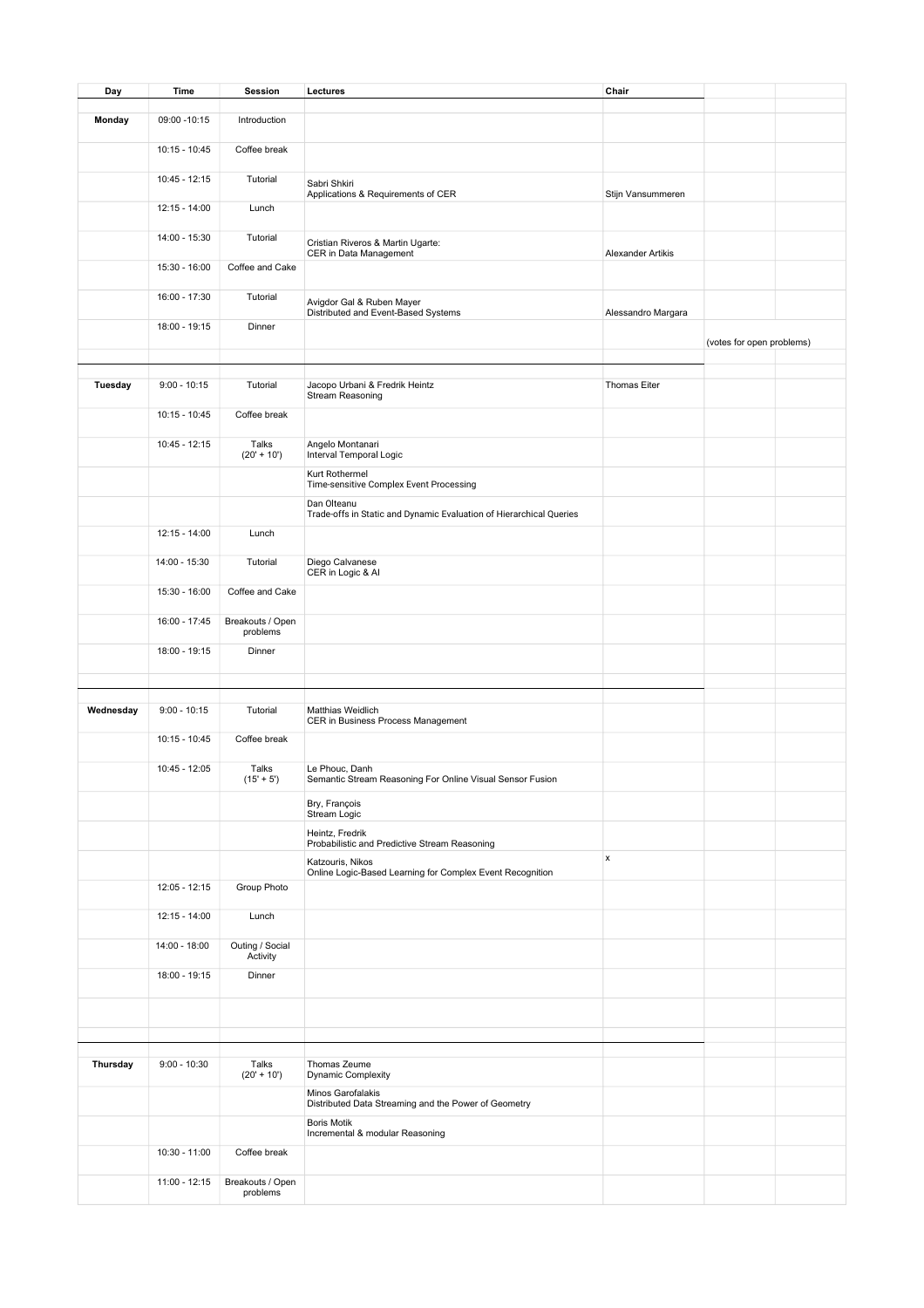| Day | Time | Session | Lectures | Chair | | |
|---|---|---|---|---|---|---|
| | | | | | | |
| **Monday** | 09:00 -10:15 | Introduction | | | | |
| | 10:15 - 10:45 | Coffee break | | | | |
| | 10:45 - 12:15 | Tutorial | Sabri Shkiri<br>Applications & Requirements of CER | Stijn Vansummeren | | |
| | 12:15 - 14:00 | Lunch | | | | |
| | 14:00 - 15:30 | Tutorial | Cristian Riveros & Martin Ugarte:<br>CER in Data Management | Alexander Artikis | | |
| | 15:30 - 16:00 | Coffee and Cake | | | | |
| | 16:00 - 17:30 | Tutorial | Avigdor Gal & Ruben Mayer<br>Distributed and Event-Based Systems | Alessandro Margara | | |
| | 18:00 - 19:15 | Dinner | | | (votes for open problems) | |
| | | | | | | |
| | | | | | | |
| **Tuesday** | 9:00 - 10:15 | Tutorial | Jacopo Urbani & Fredrik Heintz<br>Stream Reasoning | Thomas Eiter | | |
| | 10:15 - 10:45 | Coffee break | | | | |
| | 10:45 - 12:15 | Talks<br>(20' + 10') | Angelo Montanari<br>Interval Temporal Logic | | | |
| | | | Kurt Rothermel<br>Time-sensitive Complex Event Processing | | | |
| | | | Dan Olteanu<br>Trade-offs in Static and Dynamic Evaluation of Hierarchical Queries | | | |
| | 12:15 - 14:00 | Lunch | | | | |
| | 14:00 - 15:30 | Tutorial | Diego Calvanese<br>CER in Logic & AI | | | |
| | 15:30 - 16:00 | Coffee and Cake | | | | |
| | 16:00 - 17:45 | Breakouts / Open problems | | | | |
| | 18:00 - 19:15 | Dinner | | | | |
| | | | | | | |
| | | | | | | |
| **Wednesday** | 9:00 - 10:15 | Tutorial | Matthias Weidlich<br>CER in Business Process Management | | | |
| | 10:15 - 10:45 | Coffee break | | | | |
| | 10:45 - 12:05 | Talks<br>(15' + 5') | Le Phouc, Danh<br>Semantic Stream Reasoning For Online Visual Sensor Fusion | | | |
| | | | Bry, François<br>Stream Logic | | | |
| | | | Heintz, Fredrik<br>Probabilistic and Predictive Stream Reasoning | | | |
| | | | Katzouris, Nikos<br>Online Logic-Based Learning for Complex Event Recognition | x | | |
| | 12:05 - 12:15 | Group Photo | | | | |
| | 12:15 - 14:00 | Lunch | | | | |
| | 14:00 - 18:00 | Outing / Social Activity | | | | |
| | 18:00 - 19:15 | Dinner | | | | |
| | | | | | | |
| | | | | | | |
| | | | | | | |
| **Thursday** | 9:00 - 10:30 | Talks<br>(20' + 10') | Thomas Zeume<br>Dynamic Complexity | | | |
| | | | Minos Garofalakis<br>Distributed Data Streaming and the Power of Geometry | | | |
| | | | Boris Motik<br>Incremental & modular Reasoning | | | |
| | 10:30 - 11:00 | Coffee break | | | | |
| | 11:00 - 12:15 | Breakouts / Open problems | | | | |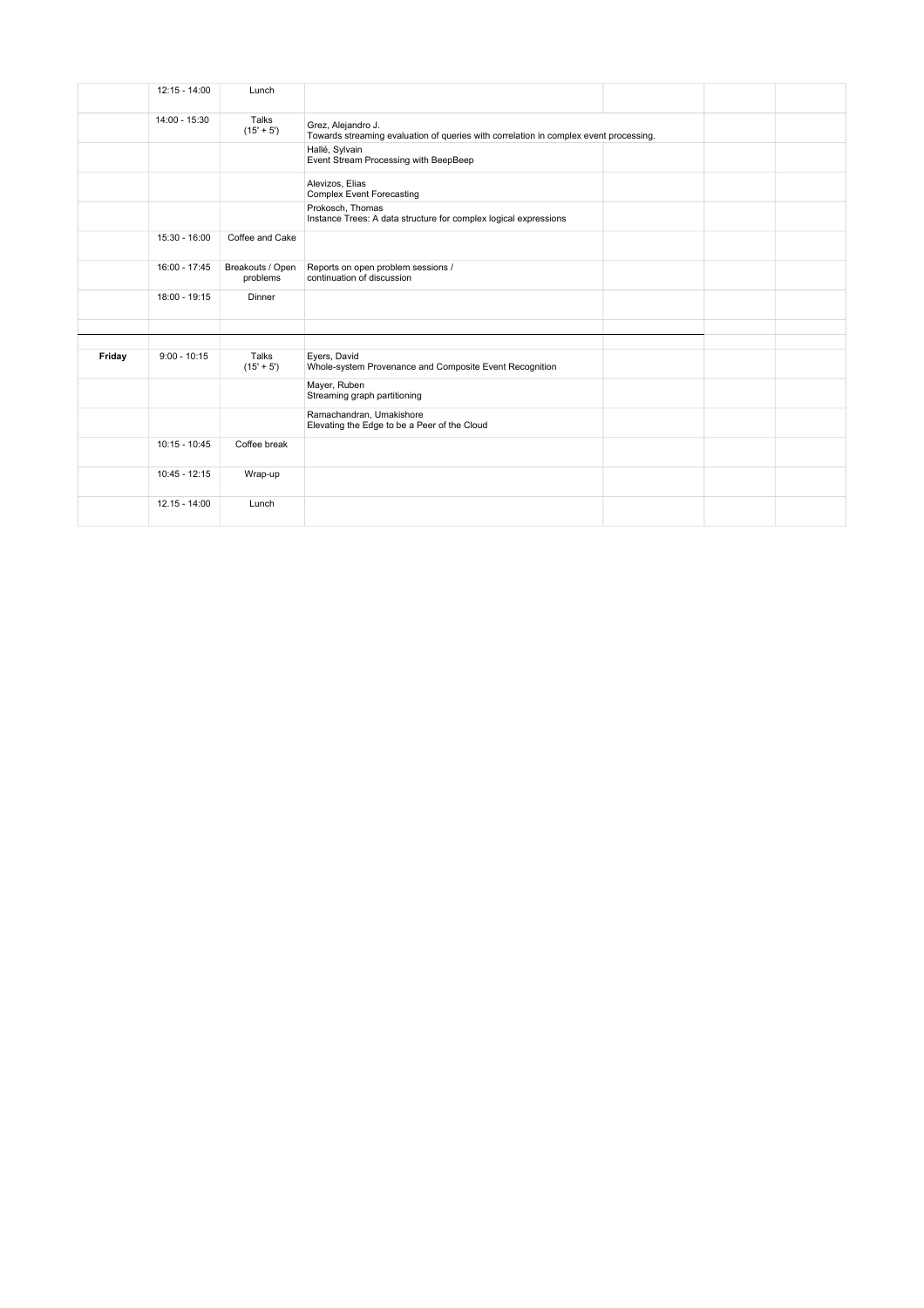| | | | | | | |
|---|---|---|---|---|---|---|
| | 12:15 - 14:00 | Lunch | | | | |
| | 14:00 - 15:30 | Talks (15' + 5') | Grez, Alejandro J.<br>Towards streaming evaluation of queries with correlation in complex event processing. | | | |
| | | | Hallé, Sylvain<br>Event Stream Processing with BeepBeep | | | |
| | | | Alevizos, Elias<br>Complex Event Forecasting | | | |
| | | | Prokosch, Thomas<br>Instance Trees: A data structure for complex logical expressions | | | |
| | 15:30 - 16:00 | Coffee and Cake | | | | |
| | 16:00 - 17:45 | Breakouts / Open problems | Reports on open problem sessions /<br>continuation of discussion | | | |
| | 18:00 - 19:15 | Dinner | | | | |
| | | | | | | |
| | | | | | | |
| **Friday** | 9:00 - 10:15 | Talks (15' + 5') | Eyers, David<br>Whole-system Provenance and Composite Event Recognition | | | |
| | | | Mayer, Ruben<br>Streaming graph partitioning | | | |
| | | | Ramachandran, Umakishore<br>Elevating the Edge to be a Peer of the Cloud | | | |
| | 10:15 - 10:45 | Coffee break | | | | |
| | 10:45 - 12:15 | Wrap-up | | | | |
| | 12.15 - 14:00 | Lunch | | | | |